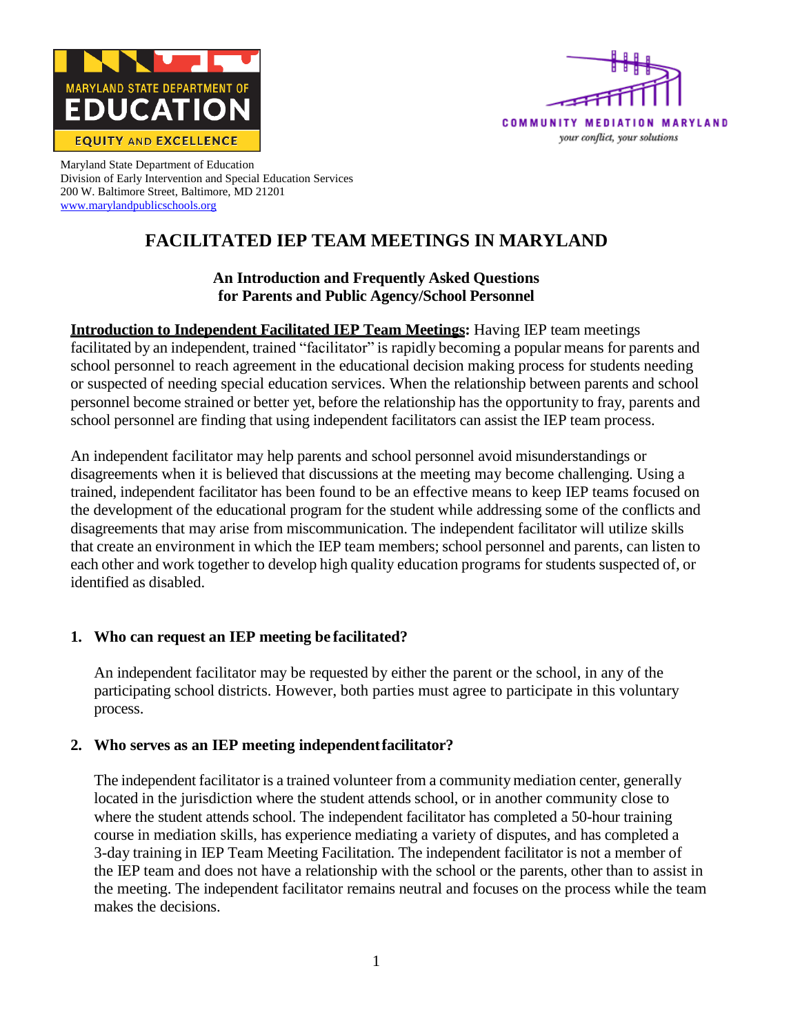MARYLAND STATE DEPARTMENT OF EDUCATION
EQUITY AND EXCELLENCE

COMMUNITY MEDIATION MARYLAND
*your conflict, your solutions*

Maryland State Department of Education
Division of Early Intervention and Special Education Services
200 W. Baltimore Street, Baltimore, MD 21201
www.marylandpublicschools.org

# FACILITATED IEP TEAM MEETINGS IN MARYLAND

## An Introduction and Frequently Asked Questions for Parents and Public Agency/School Personnel

**Introduction to Independent Facilitated IEP Team Meetings:** Having IEP team meetings facilitated by an independent, trained "facilitator" is rapidly becoming a popular means for parents and school personnel to reach agreement in the educational decision making process for students needing or suspected of needing special education services. When the relationship between parents and school personnel become strained or better yet, before the relationship has the opportunity to fray, parents and school personnel are finding that using independent facilitators can assist the IEP team process.

An independent facilitator may help parents and school personnel avoid misunderstandings or disagreements when it is believed that discussions at the meeting may become challenging. Using a trained, independent facilitator has been found to be an effective means to keep IEP teams focused on the development of the educational program for the student while addressing some of the conflicts and disagreements that may arise from miscommunication. The independent facilitator will utilize skills that create an environment in which the IEP team members; school personnel and parents, can listen to each other and work together to develop high quality education programs for students suspected of, or identified as disabled.

### 1. Who can request an IEP meeting be facilitated?

An independent facilitator may be requested by either the parent or the school, in any of the participating school districts. However, both parties must agree to participate in this voluntary process.

### 2. Who serves as an IEP meeting independent facilitator?

The independent facilitator is a trained volunteer from a community mediation center, generally located in the jurisdiction where the student attends school, or in another community close to where the student attends school. The independent facilitator has completed a 50-hour training course in mediation skills, has experience mediating a variety of disputes, and has completed a 3-day training in IEP Team Meeting Facilitation. The independent facilitator is not a member of the IEP team and does not have a relationship with the school or the parents, other than to assist in the meeting. The independent facilitator remains neutral and focuses on the process while the team makes the decisions.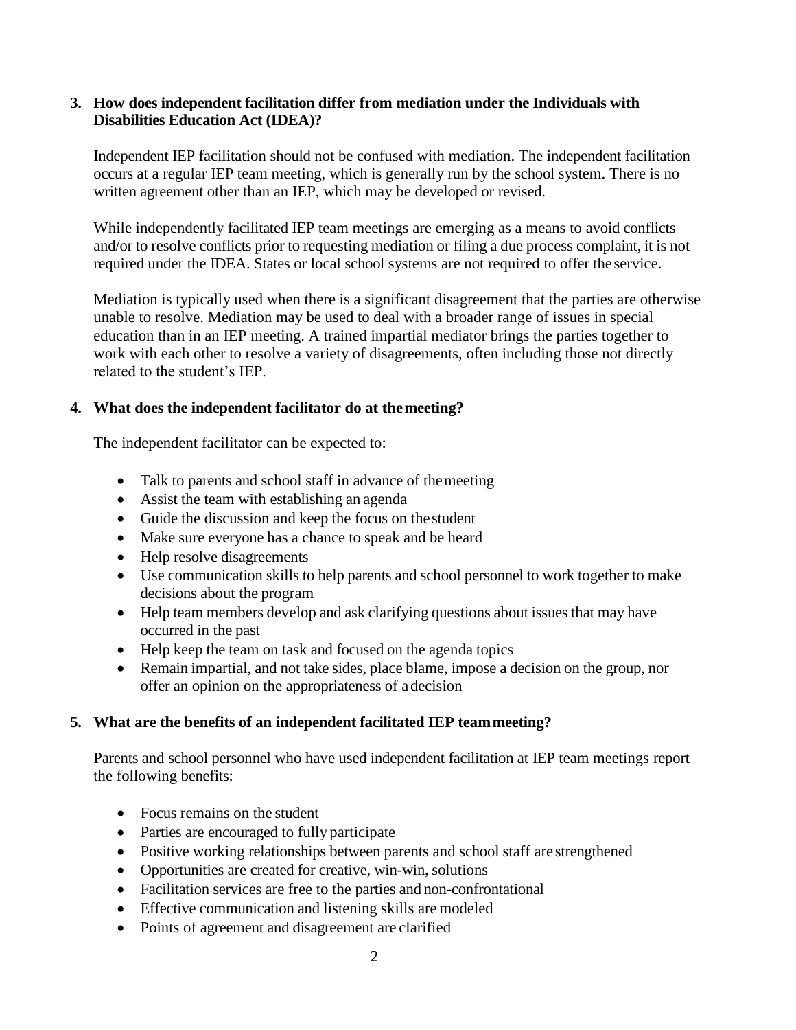3. **How does independent facilitation differ from mediation under the Individuals with Disabilities Education Act (IDEA)?**

   Independent IEP facilitation should not be confused with mediation. The independent facilitation occurs at a regular IEP team meeting, which is generally run by the school system. There is no written agreement other than an IEP, which may be developed or revised.

   While independently facilitated IEP team meetings are emerging as a means to avoid conflicts and/or to resolve conflicts prior to requesting mediation or filing a due process complaint, it is not required under the IDEA. States or local school systems are not required to offer the service.

   Mediation is typically used when there is a significant disagreement that the parties are otherwise unable to resolve. Mediation may be used to deal with a broader range of issues in special education than in an IEP meeting. A trained impartial mediator brings the parties together to work with each other to resolve a variety of disagreements, often including those not directly related to the student's IEP.

4. **What does the independent facilitator do at the meeting?**

   The independent facilitator can be expected to:

   - Talk to parents and school staff in advance of the meeting
   - Assist the team with establishing an agenda
   - Guide the discussion and keep the focus on the student
   - Make sure everyone has a chance to speak and be heard
   - Help resolve disagreements
   - Use communication skills to help parents and school personnel to work together to make decisions about the program
   - Help team members develop and ask clarifying questions about issues that may have occurred in the past
   - Help keep the team on task and focused on the agenda topics
   - Remain impartial, and not take sides, place blame, impose a decision on the group, nor offer an opinion on the appropriateness of a decision

5. **What are the benefits of an independent facilitated IEP team meeting?**

   Parents and school personnel who have used independent facilitation at IEP team meetings report the following benefits:

   - Focus remains on the student
   - Parties are encouraged to fully participate
   - Positive working relationships between parents and school staff are strengthened
   - Opportunities are created for creative, win-win, solutions
   - Facilitation services are free to the parties and non-confrontational
   - Effective communication and listening skills are modeled
   - Points of agreement and disagreement are clarified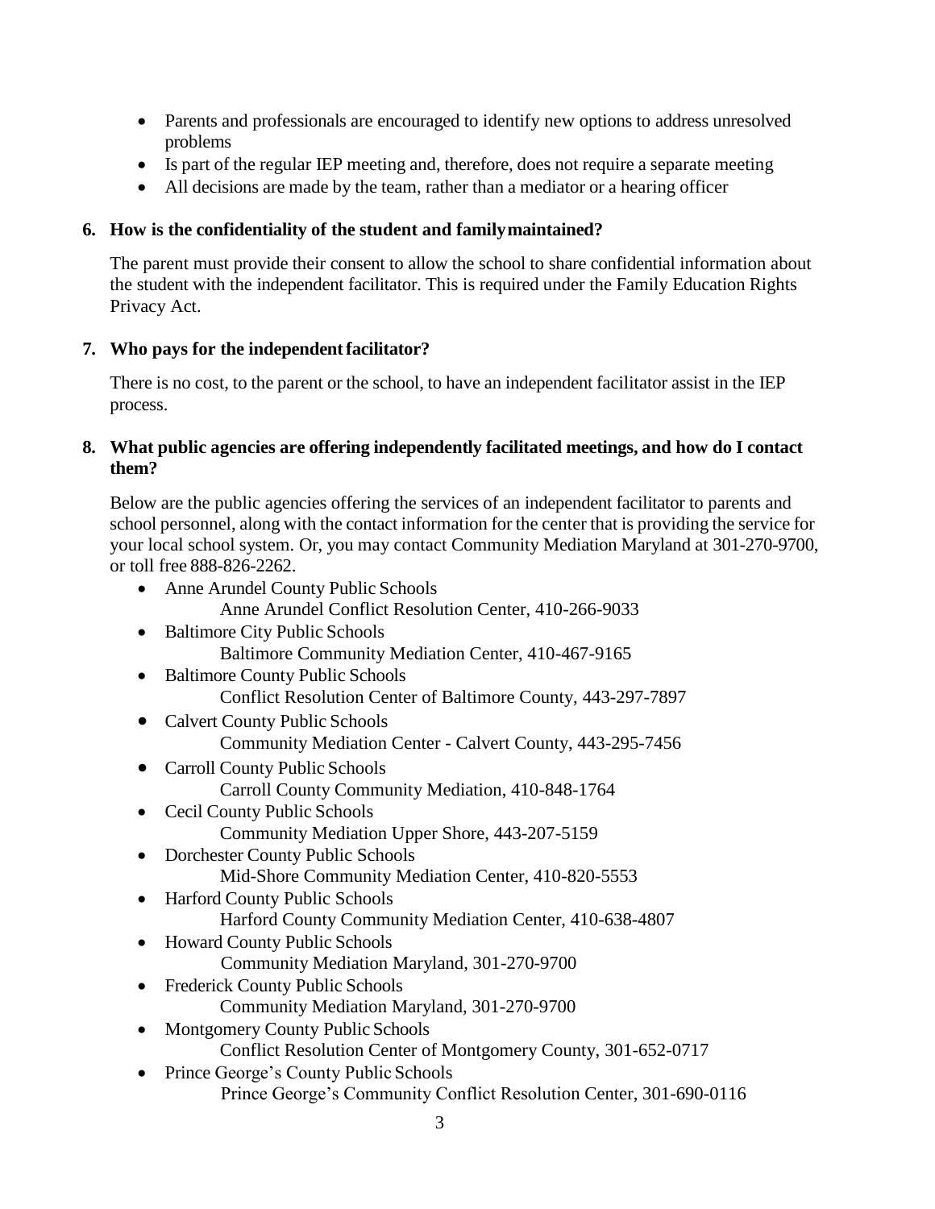- Parents and professionals are encouraged to identify new options to address unresolved problems
- Is part of the regular IEP meeting and, therefore, does not require a separate meeting
- All decisions are made by the team, rather than a mediator or a hearing officer

**6. How is the confidentiality of the student and family maintained?**

The parent must provide their consent to allow the school to share confidential information about the student with the independent facilitator. This is required under the Family Education Rights Privacy Act.

**7. Who pays for the independent facilitator?**

There is no cost, to the parent or the school, to have an independent facilitator assist in the IEP process.

**8. What public agencies are offering independently facilitated meetings, and how do I contact them?**

Below are the public agencies offering the services of an independent facilitator to parents and school personnel, along with the contact information for the center that is providing the service for your local school system. Or, you may contact Community Mediation Maryland at 301-270-9700, or toll free 888-826-2262.

- Anne Arundel County Public Schools
  Anne Arundel Conflict Resolution Center, 410-266-9033
- Baltimore City Public Schools
  Baltimore Community Mediation Center, 410-467-9165
- Baltimore County Public Schools
  Conflict Resolution Center of Baltimore County, 443-297-7897
- Calvert County Public Schools
  Community Mediation Center - Calvert County, 443-295-7456
- Carroll County Public Schools
  Carroll County Community Mediation, 410-848-1764
- Cecil County Public Schools
  Community Mediation Upper Shore, 443-207-5159
- Dorchester County Public Schools
  Mid-Shore Community Mediation Center, 410-820-5553
- Harford County Public Schools
  Harford County Community Mediation Center, 410-638-4807
- Howard County Public Schools
  Community Mediation Maryland, 301-270-9700
- Frederick County Public Schools
  Community Mediation Maryland, 301-270-9700
- Montgomery County Public Schools
  Conflict Resolution Center of Montgomery County, 301-652-0717
- Prince George's County Public Schools
  Prince George's Community Conflict Resolution Center, 301-690-0116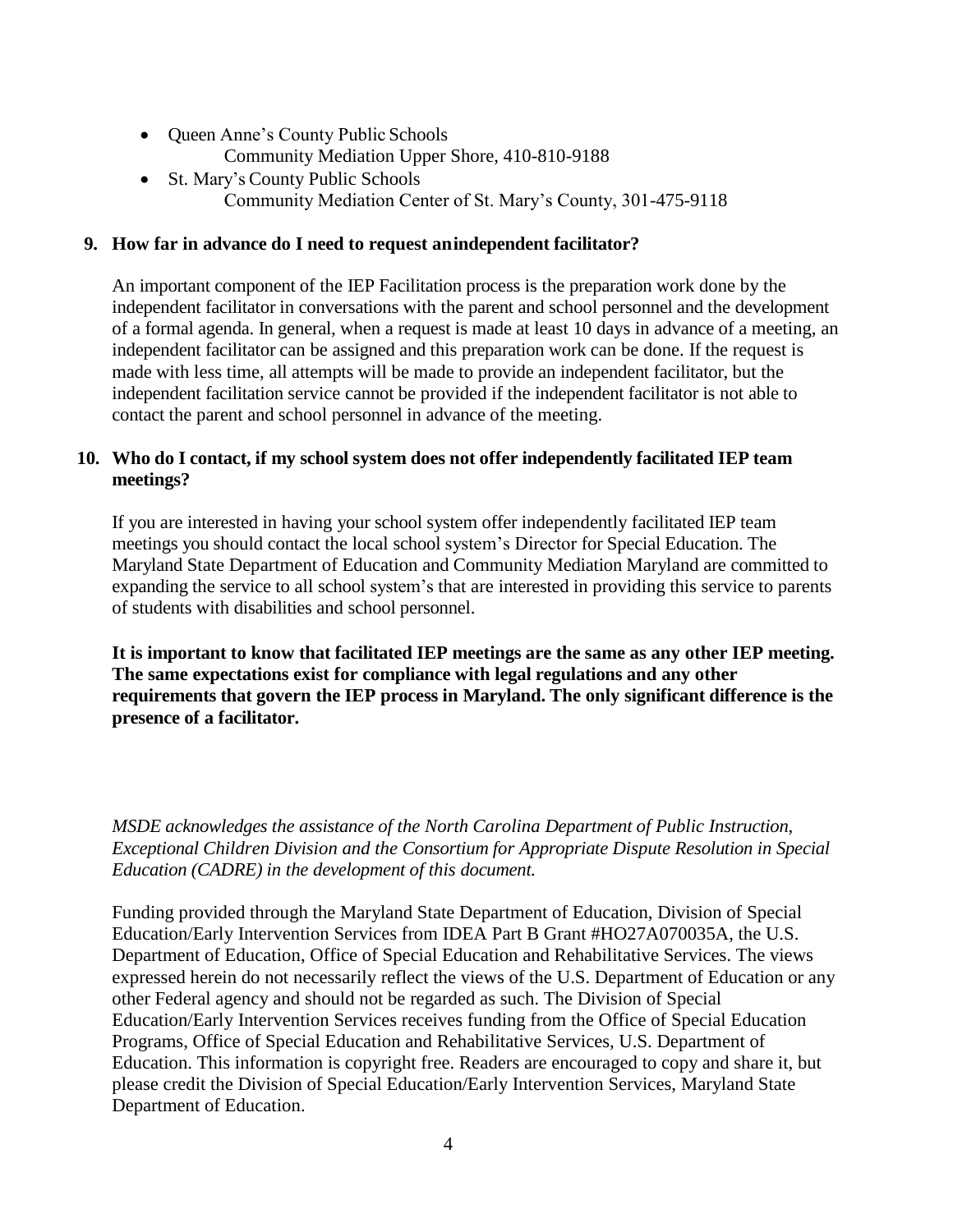- Queen Anne's County Public Schools
  Community Mediation Upper Shore, 410-810-9188
- St. Mary's County Public Schools
  Community Mediation Center of St. Mary's County, 301-475-9118

**9. How far in advance do I need to request an independent facilitator?**

An important component of the IEP Facilitation process is the preparation work done by the independent facilitator in conversations with the parent and school personnel and the development of a formal agenda. In general, when a request is made at least 10 days in advance of a meeting, an independent facilitator can be assigned and this preparation work can be done. If the request is made with less time, all attempts will be made to provide an independent facilitator, but the independent facilitation service cannot be provided if the independent facilitator is not able to contact the parent and school personnel in advance of the meeting.

**10. Who do I contact, if my school system does not offer independently facilitated IEP team meetings?**

If you are interested in having your school system offer independently facilitated IEP team meetings you should contact the local school system's Director for Special Education. The Maryland State Department of Education and Community Mediation Maryland are committed to expanding the service to all school system's that are interested in providing this service to parents of students with disabilities and school personnel.

**It is important to know that facilitated IEP meetings are the same as any other IEP meeting. The same expectations exist for compliance with legal regulations and any other requirements that govern the IEP process in Maryland. The only significant difference is the presence of a facilitator.**

*MSDE acknowledges the assistance of the North Carolina Department of Public Instruction, Exceptional Children Division and the Consortium for Appropriate Dispute Resolution in Special Education (CADRE) in the development of this document.*

Funding provided through the Maryland State Department of Education, Division of Special Education/Early Intervention Services from IDEA Part B Grant #HO27A070035A, the U.S. Department of Education, Office of Special Education and Rehabilitative Services. The views expressed herein do not necessarily reflect the views of the U.S. Department of Education or any other Federal agency and should not be regarded as such. The Division of Special Education/Early Intervention Services receives funding from the Office of Special Education Programs, Office of Special Education and Rehabilitative Services, U.S. Department of Education. This information is copyright free. Readers are encouraged to copy and share it, but please credit the Division of Special Education/Early Intervention Services, Maryland State Department of Education.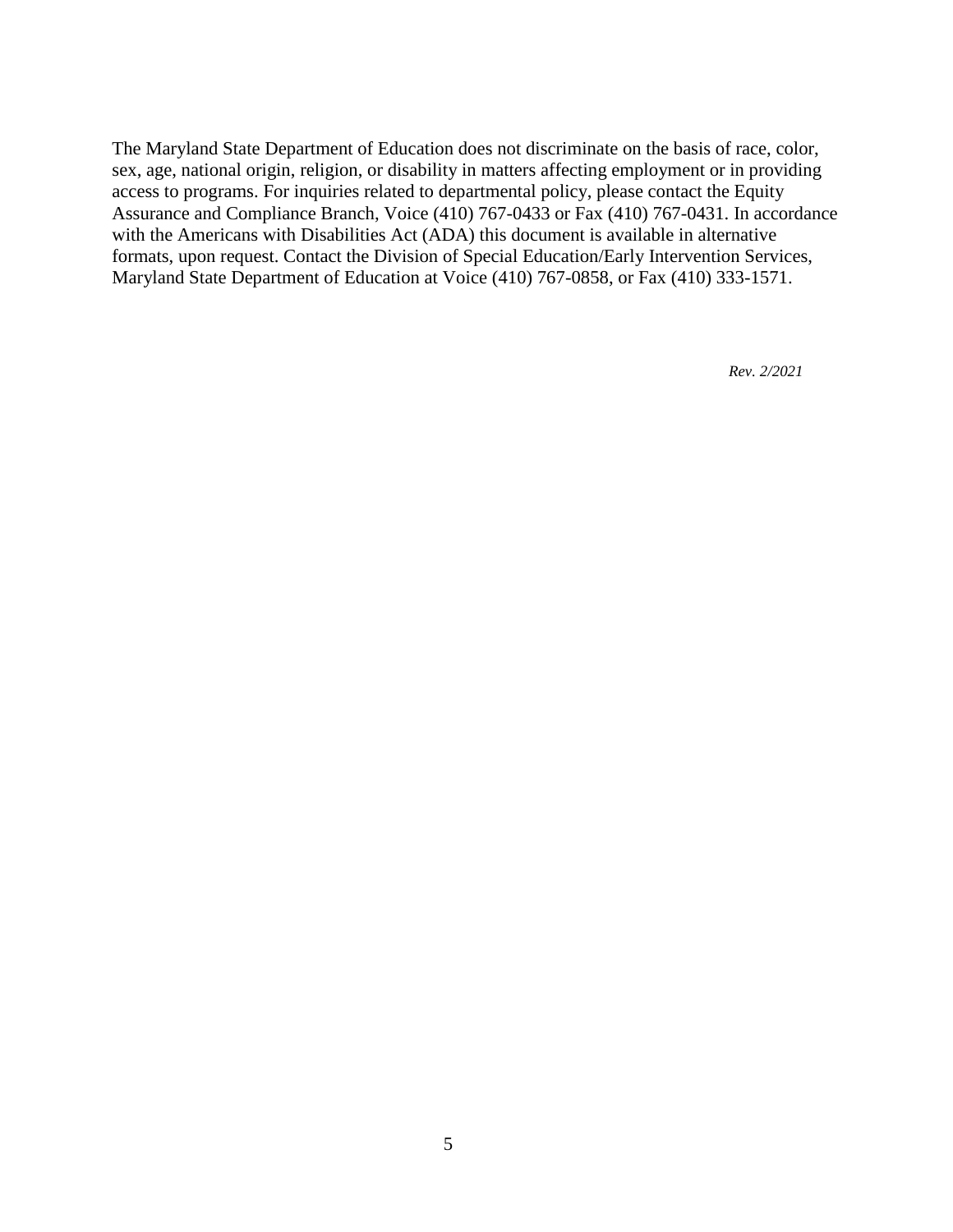The Maryland State Department of Education does not discriminate on the basis of race, color, sex, age, national origin, religion, or disability in matters affecting employment or in providing access to programs. For inquiries related to departmental policy, please contact the Equity Assurance and Compliance Branch, Voice (410) 767-0433 or Fax (410) 767-0431. In accordance with the Americans with Disabilities Act (ADA) this document is available in alternative formats, upon request. Contact the Division of Special Education/Early Intervention Services, Maryland State Department of Education at Voice (410) 767-0858, or Fax (410) 333-1571.

*Rev. 2/2021*